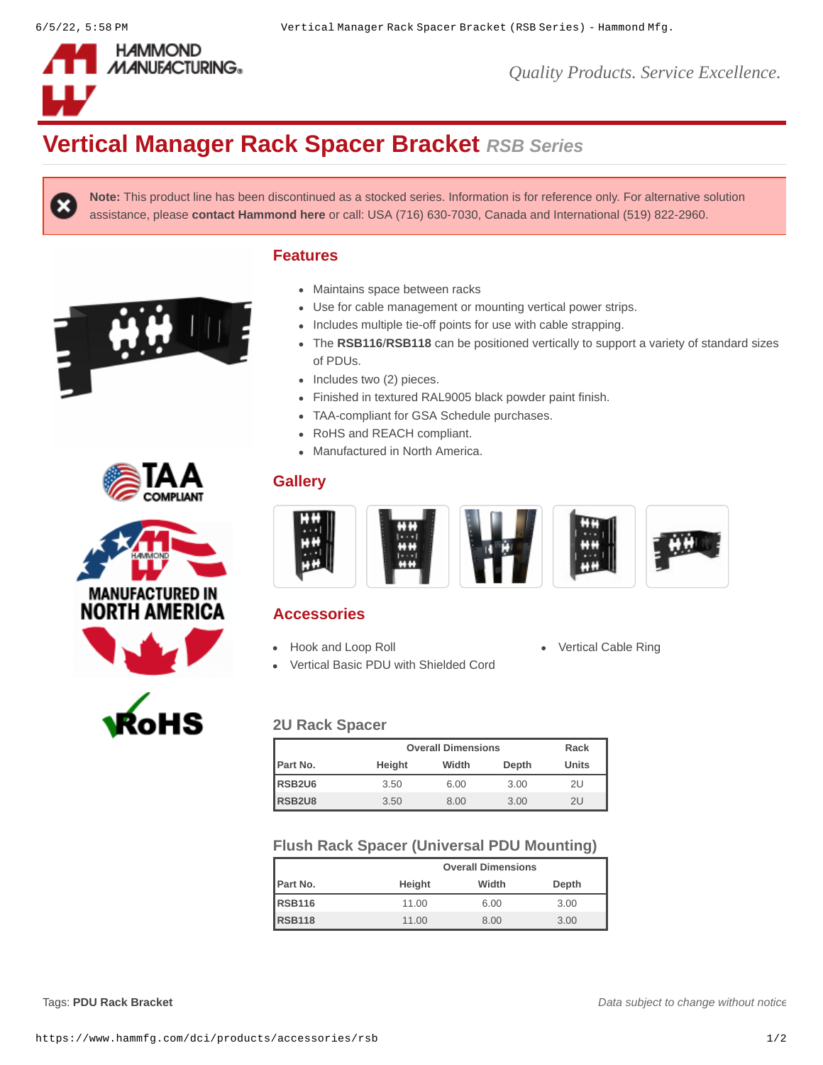# Vertical Manager Rack Spacer Bracket *RSB Series*

**Note:** This product line has been discontinued as a stocked series. Information is for reference only. For alternative solution assistance, please **contact Hammond here** or call: USA (716) 630-7030, Canada and International (519) 822-2960.

## Features

- Maintains space between racks
- Use for cable management or mounting vertical power strips.
- Includes multiple tie-off points for use with cable strapping.
- The **RSB116**/**RSB118** can be positioned vertically to support a variety of standard sizes of PDUs.
- Includes two (2) pieces.
- Finished in textured RAL9005 black powder paint finish.
- TAA-compliant for GSA Schedule purchases.
- RoHS and REACH compliant.
- Manufactured in North America.

## Gallery

## Accessories

- Hook and Loop Roll
- Vertical Basic PDU with Shielded Cord
- Vertical Cable Ring

### 2U Rack Spacer

| | Overall Dimensions | | | Rack |
|---|---|---|---|---|
| Part No. | Height | Width | Depth | Units |
| **RSB2U6** | 3.50 | 6.00 | 3.00 | 2U |
| **RSB2U8** | 3.50 | 8.00 | 3.00 | 2U |

### Flush Rack Spacer (Universal PDU Mounting)

| | Overall Dimensions | | |
|---|---|---|---|
| Part No. | Height | Width | Depth |
| **RSB116** | 11.00 | 6.00 | 3.00 |
| **RSB118** | 11.00 | 8.00 | 3.00 |

Tags: **PDU Rack Bracket**

*Data subject to change without notice*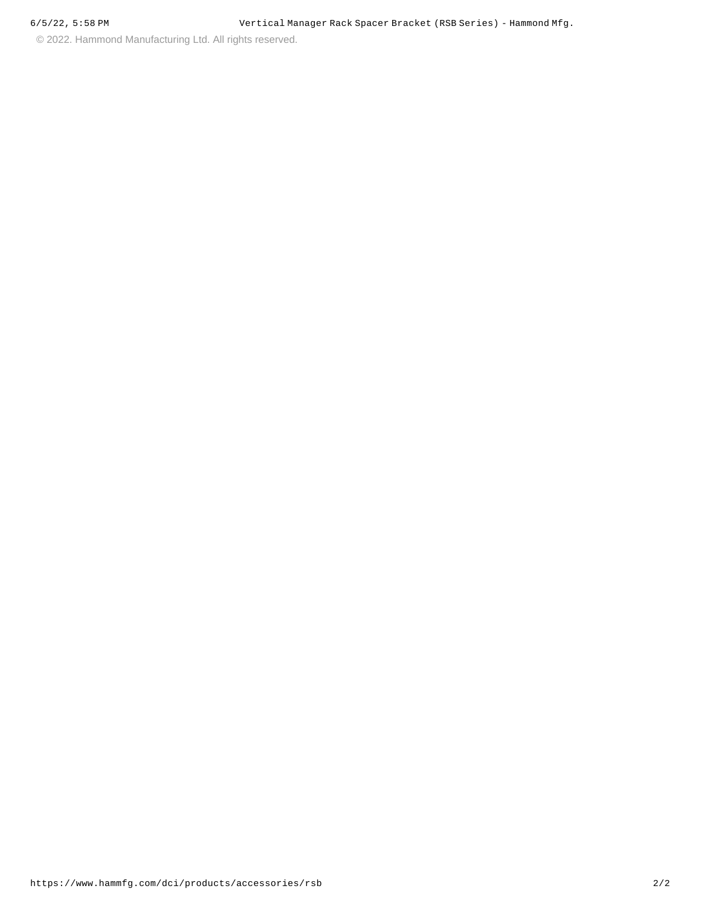© 2022. Hammond Manufacturing Ltd. All rights reserved.